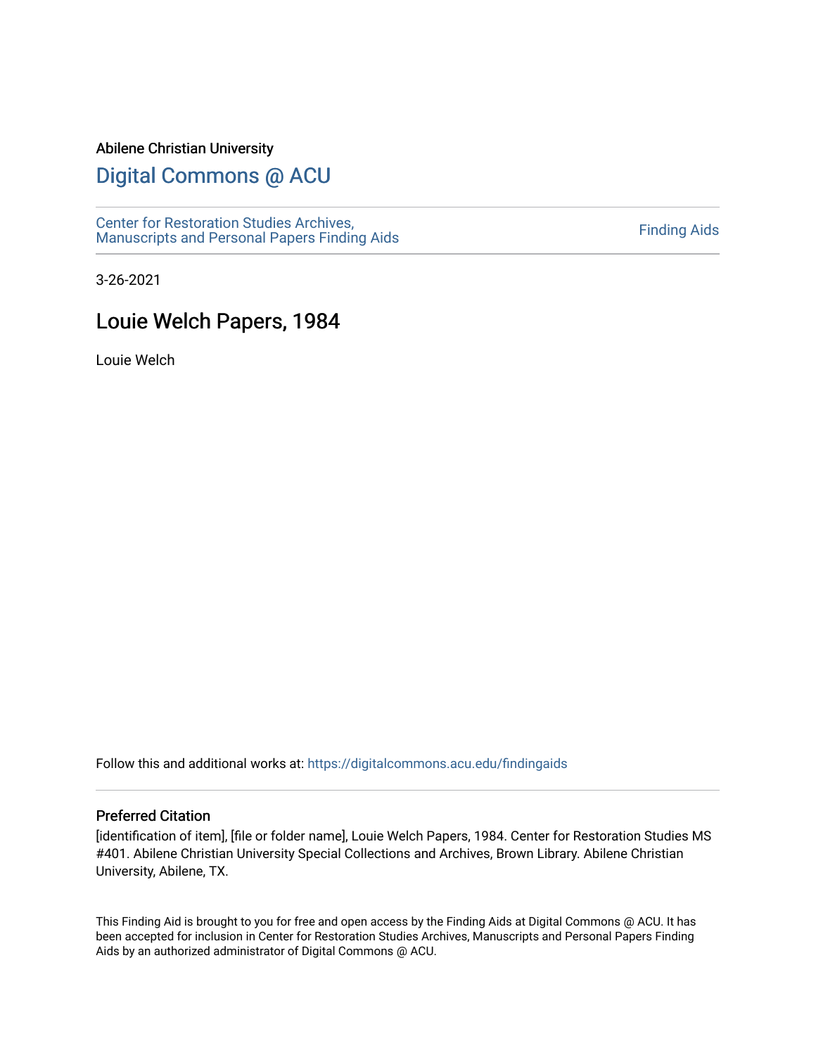Abilene Christian University

# Digital Commons @ ACU

Center for Restoration Studies Archives, Manuscripts and Personal Papers Finding Aids

Finding Aids

3-26-2021

## Louie Welch Papers, 1984

Louie Welch

Follow this and additional works at: https://digitalcommons.acu.edu/findingaids

### Preferred Citation

[identification of item], [file or folder name], Louie Welch Papers, 1984. Center for Restoration Studies MS #401. Abilene Christian University Special Collections and Archives, Brown Library. Abilene Christian University, Abilene, TX.

This Finding Aid is brought to you for free and open access by the Finding Aids at Digital Commons @ ACU. It has been accepted for inclusion in Center for Restoration Studies Archives, Manuscripts and Personal Papers Finding Aids by an authorized administrator of Digital Commons @ ACU.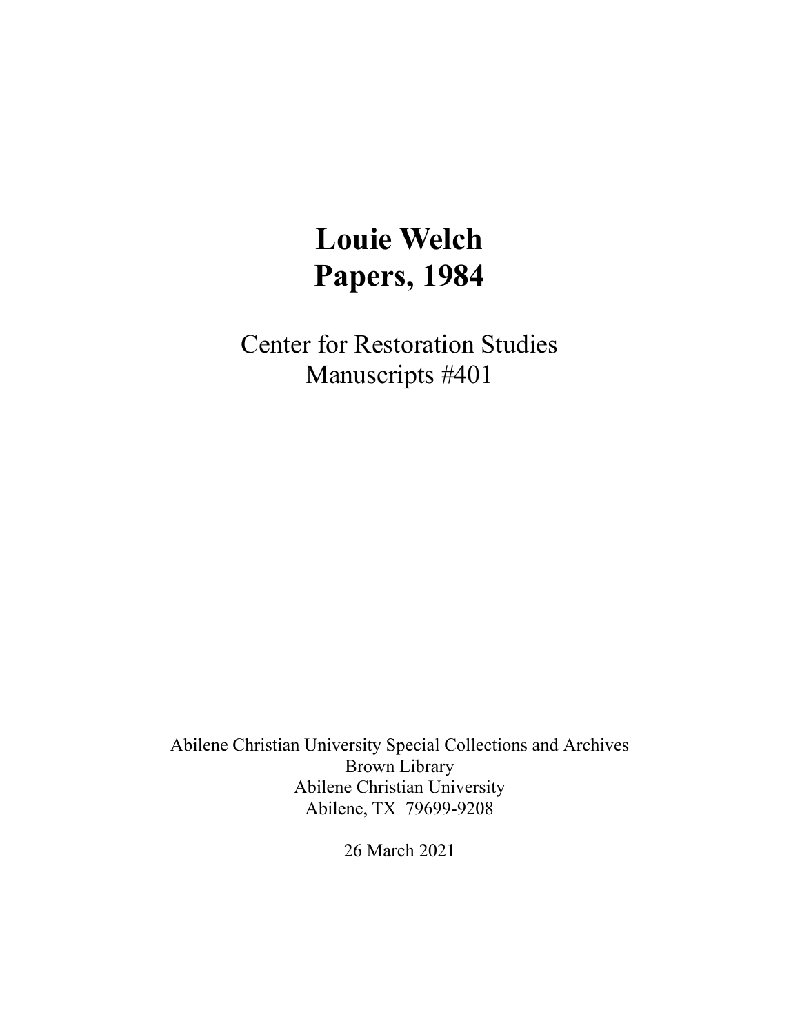# Louie Welch
# Papers, 1984

Center for Restoration Studies
Manuscripts #401

Abilene Christian University Special Collections and Archives
Brown Library
Abilene Christian University
Abilene, TX 79699-9208

26 March 2021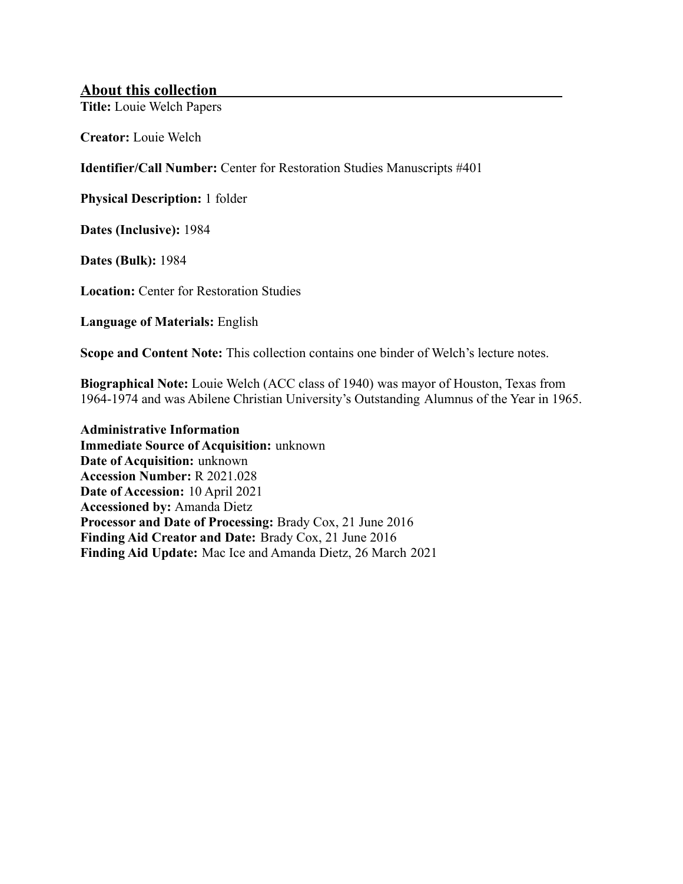## About this collection

**Title:** Louie Welch Papers

**Creator:** Louie Welch

**Identifier/Call Number:** Center for Restoration Studies Manuscripts #401

**Physical Description:** 1 folder

**Dates (Inclusive):** 1984

**Dates (Bulk):** 1984

**Location:** Center for Restoration Studies

**Language of Materials:** English

**Scope and Content Note:** This collection contains one binder of Welch's lecture notes.

**Biographical Note:** Louie Welch (ACC class of 1940) was mayor of Houston, Texas from 1964-1974 and was Abilene Christian University's Outstanding Alumnus of the Year in 1965.

**Administrative Information**
**Immediate Source of Acquisition:** unknown
**Date of Acquisition:** unknown
**Accession Number:** R 2021.028
**Date of Accession:** 10 April 2021
**Accessioned by:** Amanda Dietz
**Processor and Date of Processing:** Brady Cox, 21 June 2016
**Finding Aid Creator and Date:** Brady Cox, 21 June 2016
**Finding Aid Update:** Mac Ice and Amanda Dietz, 26 March 2021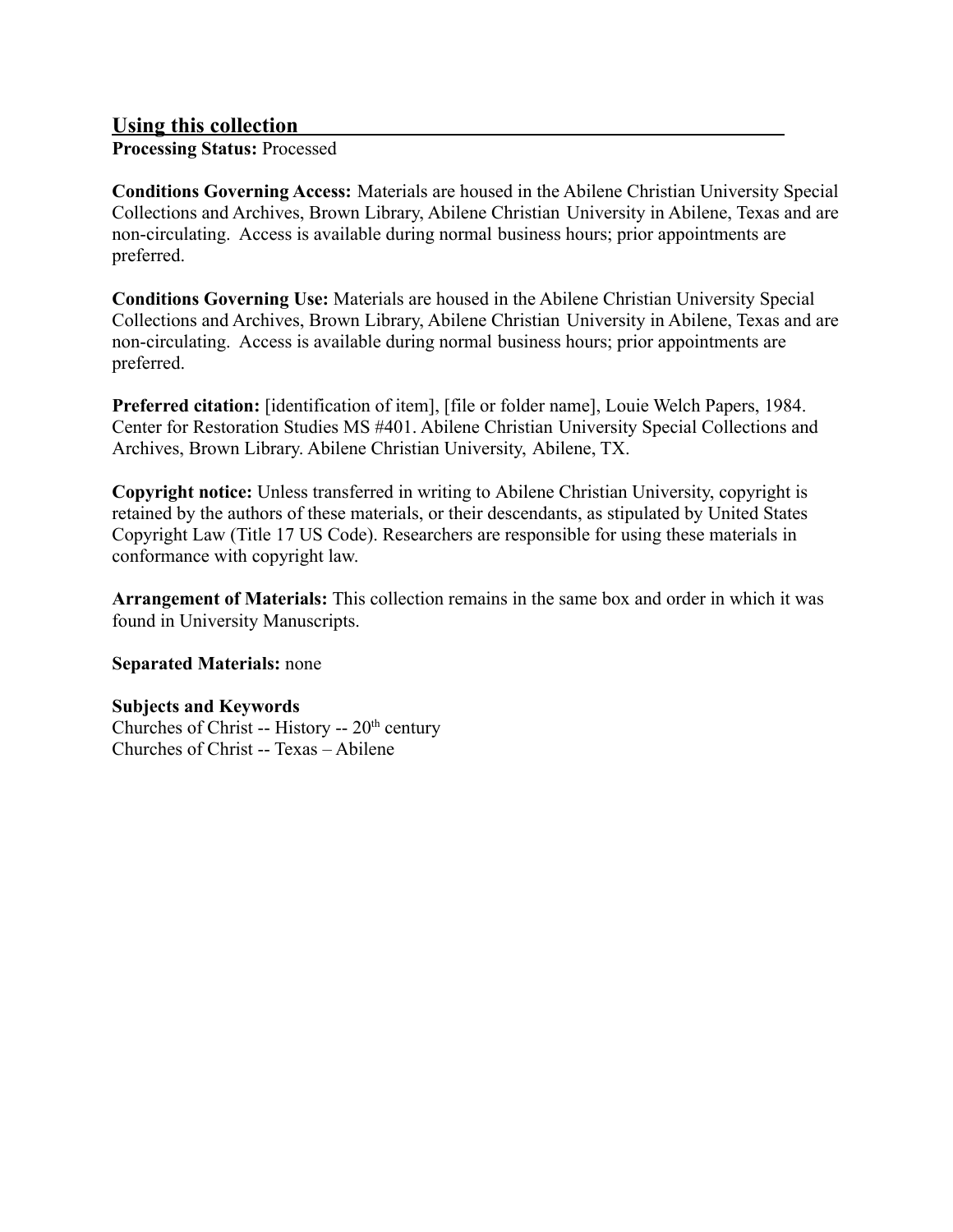## Using this collection

**Processing Status:** Processed

**Conditions Governing Access:** Materials are housed in the Abilene Christian University Special Collections and Archives, Brown Library, Abilene Christian University in Abilene, Texas and are non-circulating. Access is available during normal business hours; prior appointments are preferred.

**Conditions Governing Use:** Materials are housed in the Abilene Christian University Special Collections and Archives, Brown Library, Abilene Christian University in Abilene, Texas and are non-circulating. Access is available during normal business hours; prior appointments are preferred.

**Preferred citation:** [identification of item], [file or folder name], Louie Welch Papers, 1984. Center for Restoration Studies MS #401. Abilene Christian University Special Collections and Archives, Brown Library. Abilene Christian University, Abilene, TX.

**Copyright notice:** Unless transferred in writing to Abilene Christian University, copyright is retained by the authors of these materials, or their descendants, as stipulated by United States Copyright Law (Title 17 US Code). Researchers are responsible for using these materials in conformance with copyright law.

**Arrangement of Materials:** This collection remains in the same box and order in which it was found in University Manuscripts.

**Separated Materials:** none

**Subjects and Keywords**

Churches of Christ -- History -- 20th century
Churches of Christ -- Texas – Abilene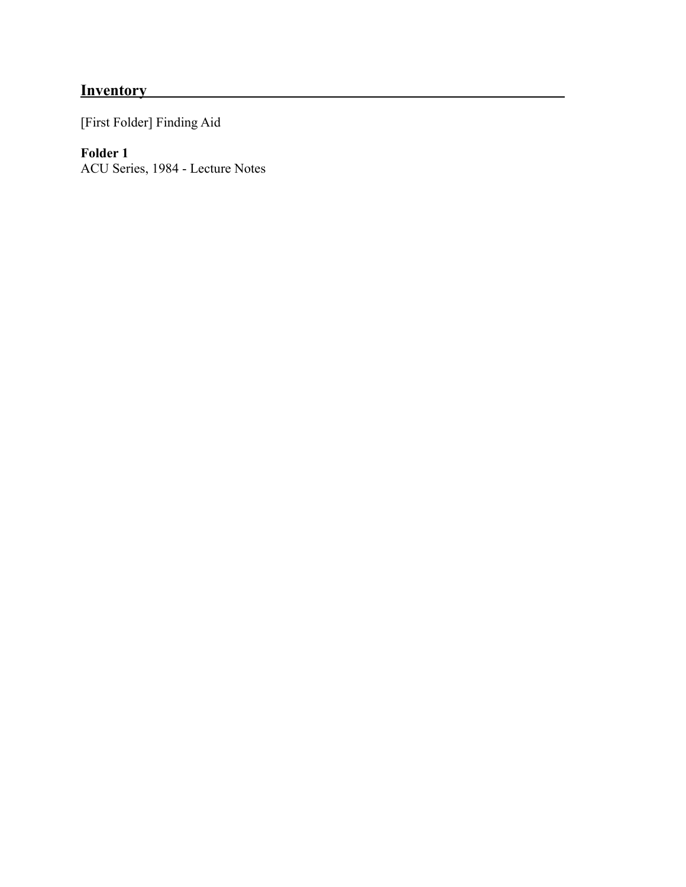## Inventory

[First Folder] Finding Aid

**Folder 1**
ACU Series, 1984 - Lecture Notes